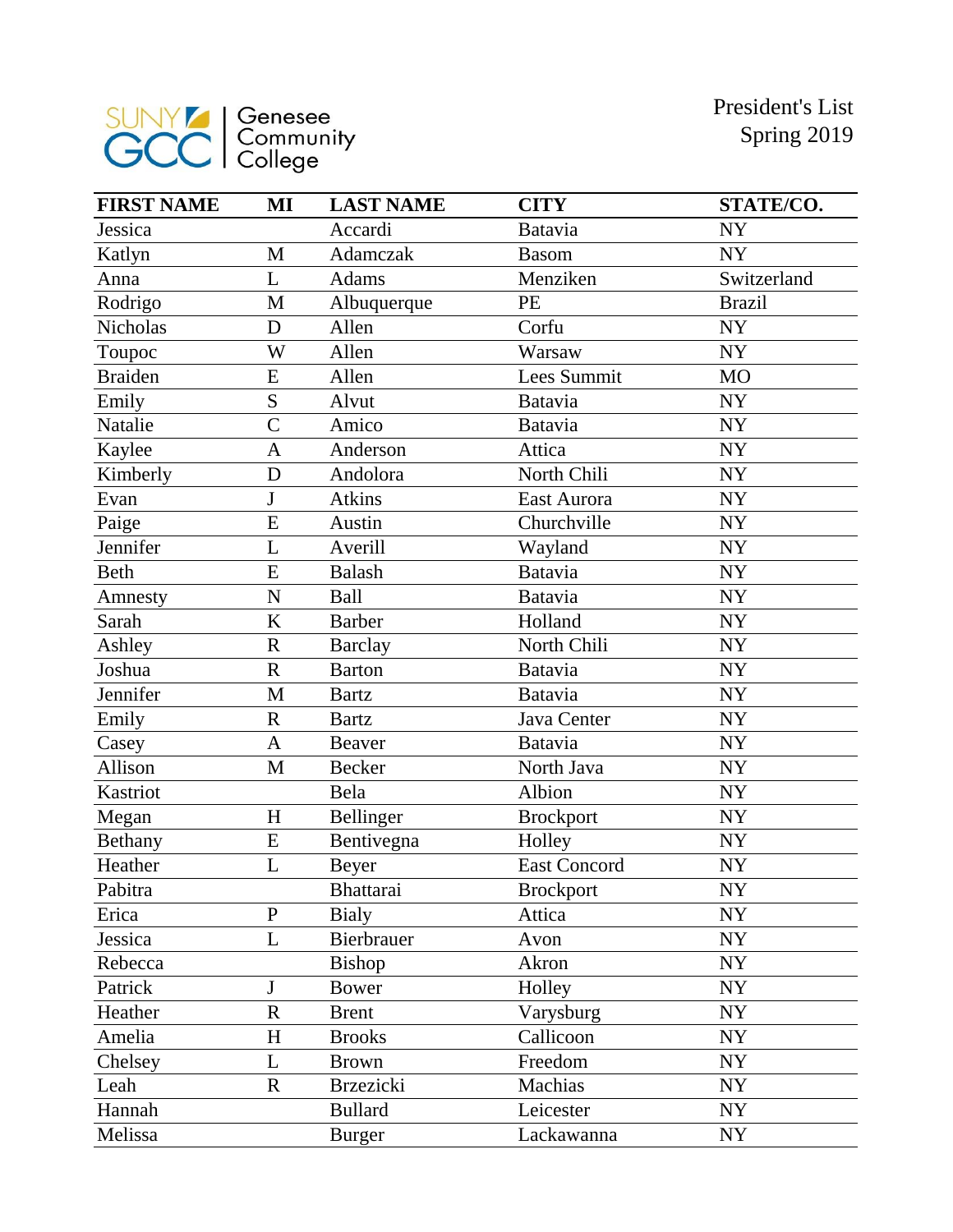SUNY GCC | Genesee Community College

# President's List
## Spring 2019

| FIRST NAME | MI | LAST NAME | CITY | STATE/CO. |
|---|---|---|---|---|
| Jessica | | Accardi | Batavia | NY |
| Katlyn | M | Adamczak | Basom | NY |
| Anna | L | Adams | Menziken | Switzerland |
| Rodrigo | M | Albuquerque | PE | Brazil |
| Nicholas | D | Allen | Corfu | NY |
| Toupoc | W | Allen | Warsaw | NY |
| Braiden | E | Allen | Lees Summit | MO |
| Emily | S | Alvut | Batavia | NY |
| Natalie | C | Amico | Batavia | NY |
| Kaylee | A | Anderson | Attica | NY |
| Kimberly | D | Andolora | North Chili | NY |
| Evan | J | Atkins | East Aurora | NY |
| Paige | E | Austin | Churchville | NY |
| Jennifer | L | Averill | Wayland | NY |
| Beth | E | Balash | Batavia | NY |
| Amnesty | N | Ball | Batavia | NY |
| Sarah | K | Barber | Holland | NY |
| Ashley | R | Barclay | North Chili | NY |
| Joshua | R | Barton | Batavia | NY |
| Jennifer | M | Bartz | Batavia | NY |
| Emily | R | Bartz | Java Center | NY |
| Casey | A | Beaver | Batavia | NY |
| Allison | M | Becker | North Java | NY |
| Kastriot | | Bela | Albion | NY |
| Megan | H | Bellinger | Brockport | NY |
| Bethany | E | Bentivegna | Holley | NY |
| Heather | L | Beyer | East Concord | NY |
| Pabitra | | Bhattarai | Brockport | NY |
| Erica | P | Bialy | Attica | NY |
| Jessica | L | Bierbrauer | Avon | NY |
| Rebecca | | Bishop | Akron | NY |
| Patrick | J | Bower | Holley | NY |
| Heather | R | Brent | Varysburg | NY |
| Amelia | H | Brooks | Callicoon | NY |
| Chelsey | L | Brown | Freedom | NY |
| Leah | R | Brzezicki | Machias | NY |
| Hannah | | Bullard | Leicester | NY |
| Melissa | | Burger | Lackawanna | NY |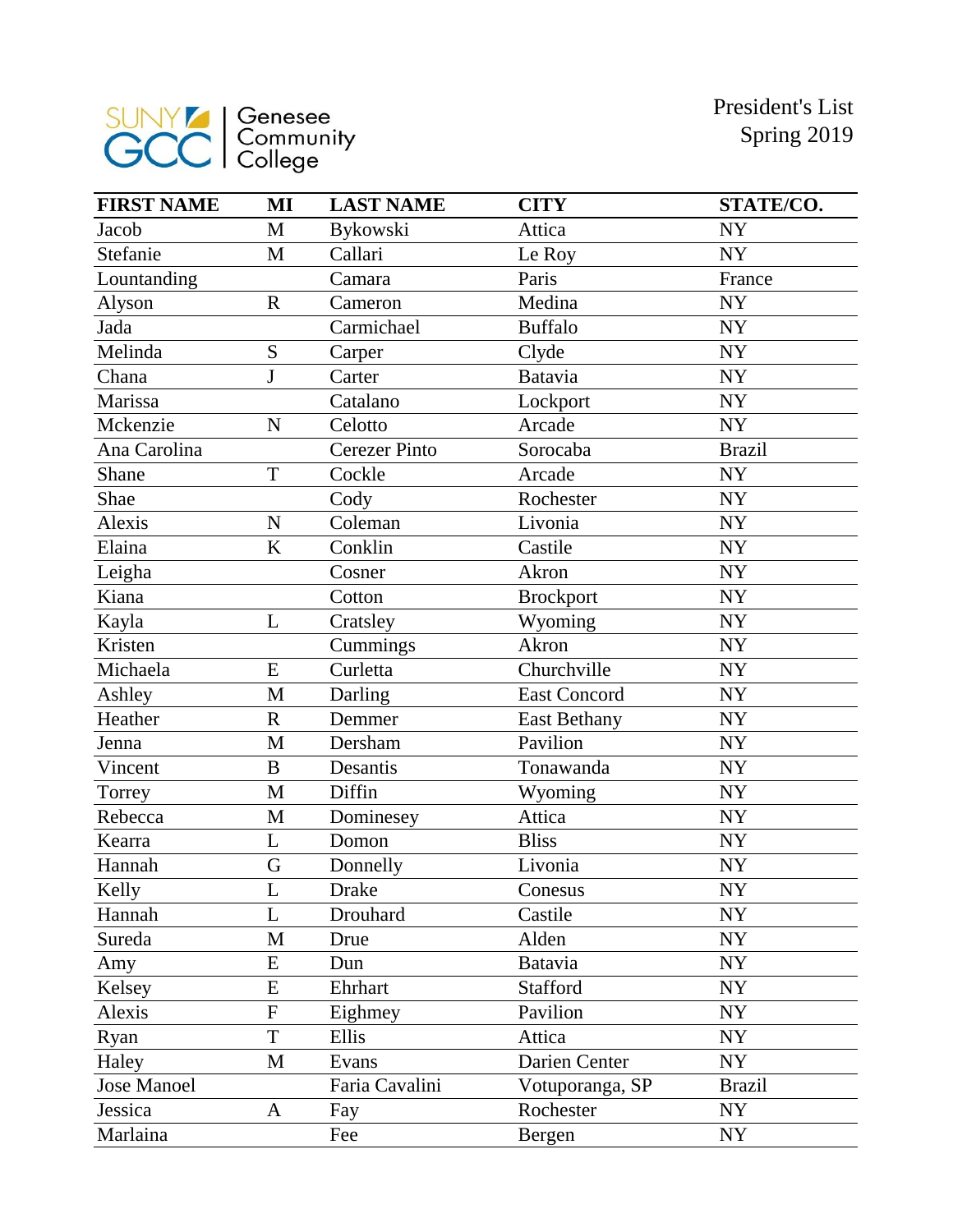SUNY GCC | Genesee Community College

President's List
Spring 2019

| FIRST NAME | MI | LAST NAME | CITY | STATE/CO. |
|---|---|---|---|---|
| Jacob | M | Bykowski | Attica | NY |
| Stefanie | M | Callari | Le Roy | NY |
| Lountanding | | Camara | Paris | France |
| Alyson | R | Cameron | Medina | NY |
| Jada | | Carmichael | Buffalo | NY |
| Melinda | S | Carper | Clyde | NY |
| Chana | J | Carter | Batavia | NY |
| Marissa | | Catalano | Lockport | NY |
| Mckenzie | N | Celotto | Arcade | NY |
| Ana Carolina | | Cerezer Pinto | Sorocaba | Brazil |
| Shane | T | Cockle | Arcade | NY |
| Shae | | Cody | Rochester | NY |
| Alexis | N | Coleman | Livonia | NY |
| Elaina | K | Conklin | Castile | NY |
| Leigha | | Cosner | Akron | NY |
| Kiana | | Cotton | Brockport | NY |
| Kayla | L | Cratsley | Wyoming | NY |
| Kristen | | Cummings | Akron | NY |
| Michaela | E | Curletta | Churchville | NY |
| Ashley | M | Darling | East Concord | NY |
| Heather | R | Demmer | East Bethany | NY |
| Jenna | M | Dersham | Pavilion | NY |
| Vincent | B | Desantis | Tonawanda | NY |
| Torrey | M | Diffin | Wyoming | NY |
| Rebecca | M | Dominesey | Attica | NY |
| Kearra | L | Domon | Bliss | NY |
| Hannah | G | Donnelly | Livonia | NY |
| Kelly | L | Drake | Conesus | NY |
| Hannah | L | Drouhard | Castile | NY |
| Sureda | M | Drue | Alden | NY |
| Amy | E | Dun | Batavia | NY |
| Kelsey | E | Ehrhart | Stafford | NY |
| Alexis | F | Eighmey | Pavilion | NY |
| Ryan | T | Ellis | Attica | NY |
| Haley | M | Evans | Darien Center | NY |
| Jose Manoel | | Faria Cavalini | Votuporanga, SP | Brazil |
| Jessica | A | Fay | Rochester | NY |
| Marlaina | | Fee | Bergen | NY |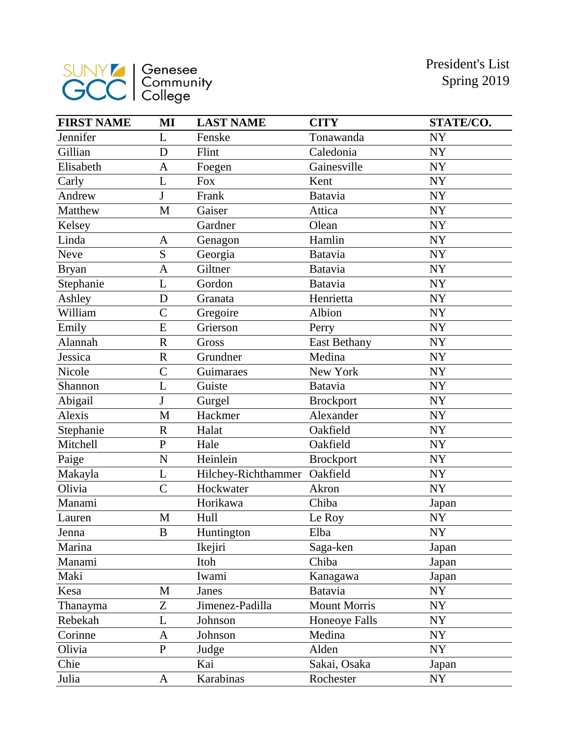SUNY GCC | Genesee Community College

President's List
Spring 2019

| FIRST NAME | MI | LAST NAME | CITY | STATE/CO. |
|---|---|---|---|---|
| Jennifer | L | Fenske | Tonawanda | NY |
| Gillian | D | Flint | Caledonia | NY |
| Elisabeth | A | Foegen | Gainesville | NY |
| Carly | L | Fox | Kent | NY |
| Andrew | J | Frank | Batavia | NY |
| Matthew | M | Gaiser | Attica | NY |
| Kelsey | | Gardner | Olean | NY |
| Linda | A | Genagon | Hamlin | NY |
| Neve | S | Georgia | Batavia | NY |
| Bryan | A | Giltner | Batavia | NY |
| Stephanie | L | Gordon | Batavia | NY |
| Ashley | D | Granata | Henrietta | NY |
| William | C | Gregoire | Albion | NY |
| Emily | E | Grierson | Perry | NY |
| Alannah | R | Gross | East Bethany | NY |
| Jessica | R | Grundner | Medina | NY |
| Nicole | C | Guimaraes | New York | NY |
| Shannon | L | Guiste | Batavia | NY |
| Abigail | J | Gurgel | Brockport | NY |
| Alexis | M | Hackmer | Alexander | NY |
| Stephanie | R | Halat | Oakfield | NY |
| Mitchell | P | Hale | Oakfield | NY |
| Paige | N | Heinlein | Brockport | NY |
| Makayla | L | Hilchey-Richthammer | Oakfield | NY |
| Olivia | C | Hockwater | Akron | NY |
| Manami | | Horikawa | Chiba | Japan |
| Lauren | M | Hull | Le Roy | NY |
| Jenna | B | Huntington | Elba | NY |
| Marina | | Ikejiri | Saga-ken | Japan |
| Manami | | Itoh | Chiba | Japan |
| Maki | | Iwami | Kanagawa | Japan |
| Kesa | M | Janes | Batavia | NY |
| Thanayma | Z | Jimenez-Padilla | Mount Morris | NY |
| Rebekah | L | Johnson | Honeoye Falls | NY |
| Corinne | A | Johnson | Medina | NY |
| Olivia | P | Judge | Alden | NY |
| Chie | | Kai | Sakai, Osaka | Japan |
| Julia | A | Karabinas | Rochester | NY |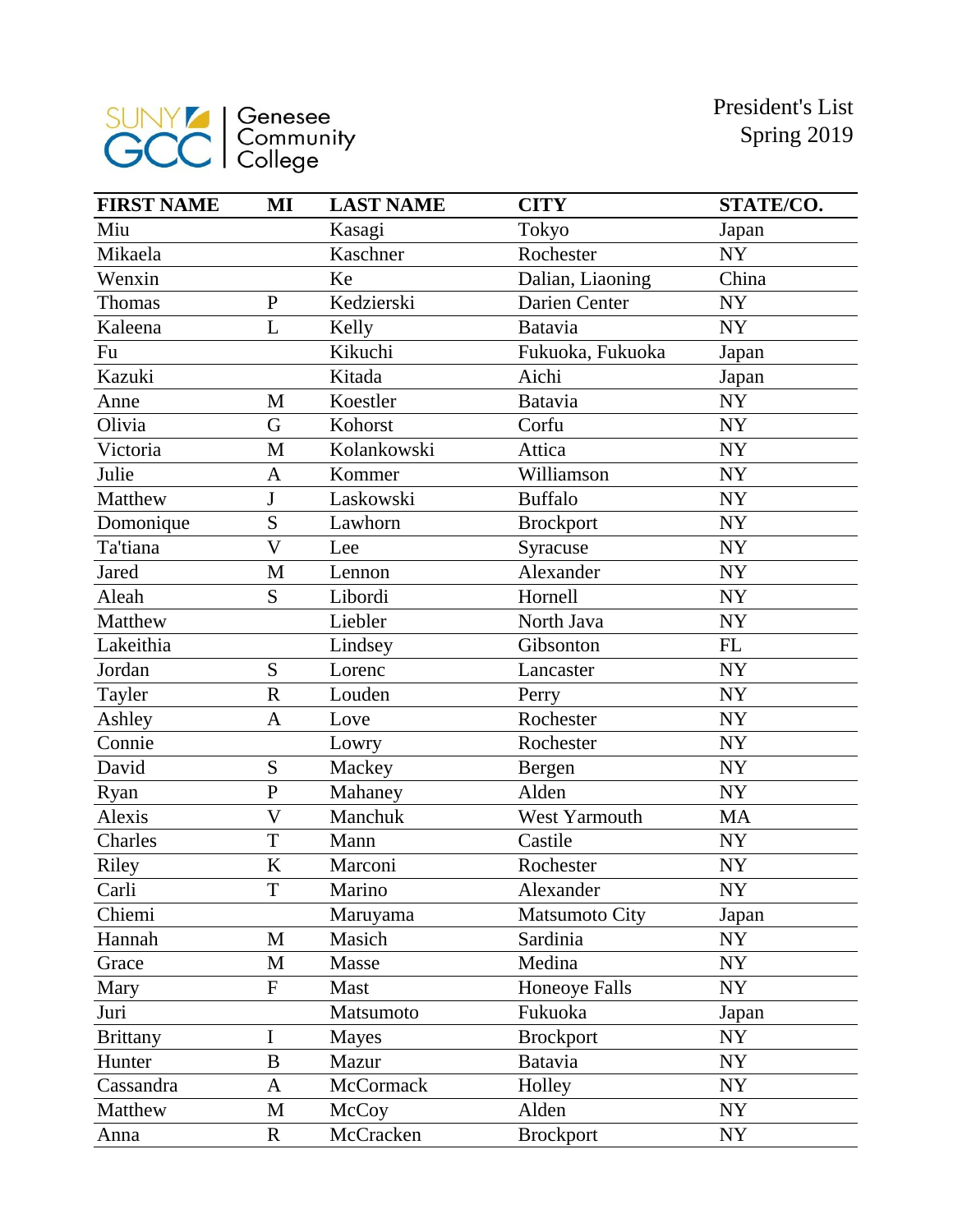SUNY GCC | Genesee Community College

President's List
Spring 2019

| FIRST NAME | MI | LAST NAME | CITY | STATE/CO. |
|---|---|---|---|---|
| Miu | | Kasagi | Tokyo | Japan |
| Mikaela | | Kaschner | Rochester | NY |
| Wenxin | | Ke | Dalian, Liaoning | China |
| Thomas | P | Kedzierski | Darien Center | NY |
| Kaleena | L | Kelly | Batavia | NY |
| Fu | | Kikuchi | Fukuoka, Fukuoka | Japan |
| Kazuki | | Kitada | Aichi | Japan |
| Anne | M | Koestler | Batavia | NY |
| Olivia | G | Kohorst | Corfu | NY |
| Victoria | M | Kolankowski | Attica | NY |
| Julie | A | Kommer | Williamson | NY |
| Matthew | J | Laskowski | Buffalo | NY |
| Domonique | S | Lawhorn | Brockport | NY |
| Ta'tiana | V | Lee | Syracuse | NY |
| Jared | M | Lennon | Alexander | NY |
| Aleah | S | Libordi | Hornell | NY |
| Matthew | | Liebler | North Java | NY |
| Lakeithia | | Lindsey | Gibsonton | FL |
| Jordan | S | Lorenc | Lancaster | NY |
| Tayler | R | Louden | Perry | NY |
| Ashley | A | Love | Rochester | NY |
| Connie | | Lowry | Rochester | NY |
| David | S | Mackey | Bergen | NY |
| Ryan | P | Mahaney | Alden | NY |
| Alexis | V | Manchuk | West Yarmouth | MA |
| Charles | T | Mann | Castile | NY |
| Riley | K | Marconi | Rochester | NY |
| Carli | T | Marino | Alexander | NY |
| Chiemi | | Maruyama | Matsumoto City | Japan |
| Hannah | M | Masich | Sardinia | NY |
| Grace | M | Masse | Medina | NY |
| Mary | F | Mast | Honeoye Falls | NY |
| Juri | | Matsumoto | Fukuoka | Japan |
| Brittany | I | Mayes | Brockport | NY |
| Hunter | B | Mazur | Batavia | NY |
| Cassandra | A | McCormack | Holley | NY |
| Matthew | M | McCoy | Alden | NY |
| Anna | R | McCracken | Brockport | NY |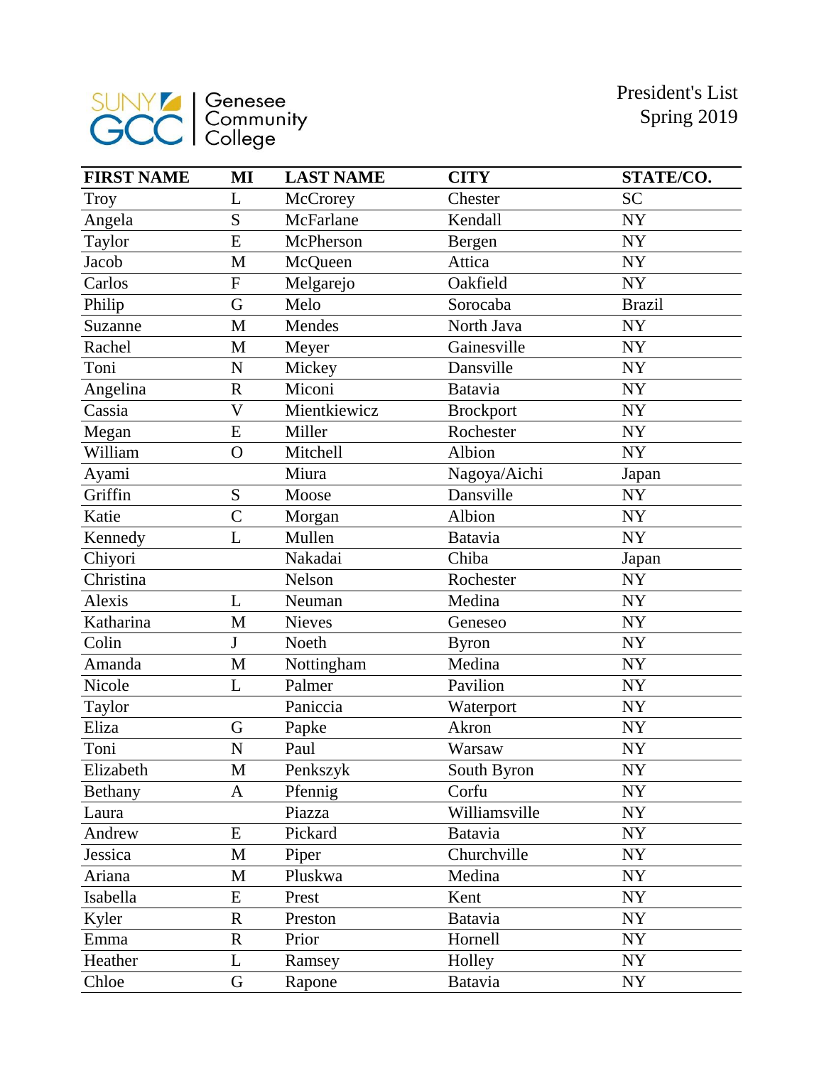SUNY GCC | Genesee Community College

President's List
Spring 2019

| FIRST NAME | MI | LAST NAME | CITY | STATE/CO. |
|---|---|---|---|---|
| Troy | L | McCrorey | Chester | SC |
| Angela | S | McFarlane | Kendall | NY |
| Taylor | E | McPherson | Bergen | NY |
| Jacob | M | McQueen | Attica | NY |
| Carlos | F | Melgarejo | Oakfield | NY |
| Philip | G | Melo | Sorocaba | Brazil |
| Suzanne | M | Mendes | North Java | NY |
| Rachel | M | Meyer | Gainesville | NY |
| Toni | N | Mickey | Dansville | NY |
| Angelina | R | Miconi | Batavia | NY |
| Cassia | V | Mientkiewicz | Brockport | NY |
| Megan | E | Miller | Rochester | NY |
| William | O | Mitchell | Albion | NY |
| Ayami | | Miura | Nagoya/Aichi | Japan |
| Griffin | S | Moose | Dansville | NY |
| Katie | C | Morgan | Albion | NY |
| Kennedy | L | Mullen | Batavia | NY |
| Chiyori | | Nakadai | Chiba | Japan |
| Christina | | Nelson | Rochester | NY |
| Alexis | L | Neuman | Medina | NY |
| Katharina | M | Nieves | Geneseo | NY |
| Colin | J | Noeth | Byron | NY |
| Amanda | M | Nottingham | Medina | NY |
| Nicole | L | Palmer | Pavilion | NY |
| Taylor | | Paniccia | Waterport | NY |
| Eliza | G | Papke | Akron | NY |
| Toni | N | Paul | Warsaw | NY |
| Elizabeth | M | Penkszyk | South Byron | NY |
| Bethany | A | Pfennig | Corfu | NY |
| Laura | | Piazza | Williamsville | NY |
| Andrew | E | Pickard | Batavia | NY |
| Jessica | M | Piper | Churchville | NY |
| Ariana | M | Pluskwa | Medina | NY |
| Isabella | E | Prest | Kent | NY |
| Kyler | R | Preston | Batavia | NY |
| Emma | R | Prior | Hornell | NY |
| Heather | L | Ramsey | Holley | NY |
| Chloe | G | Rapone | Batavia | NY |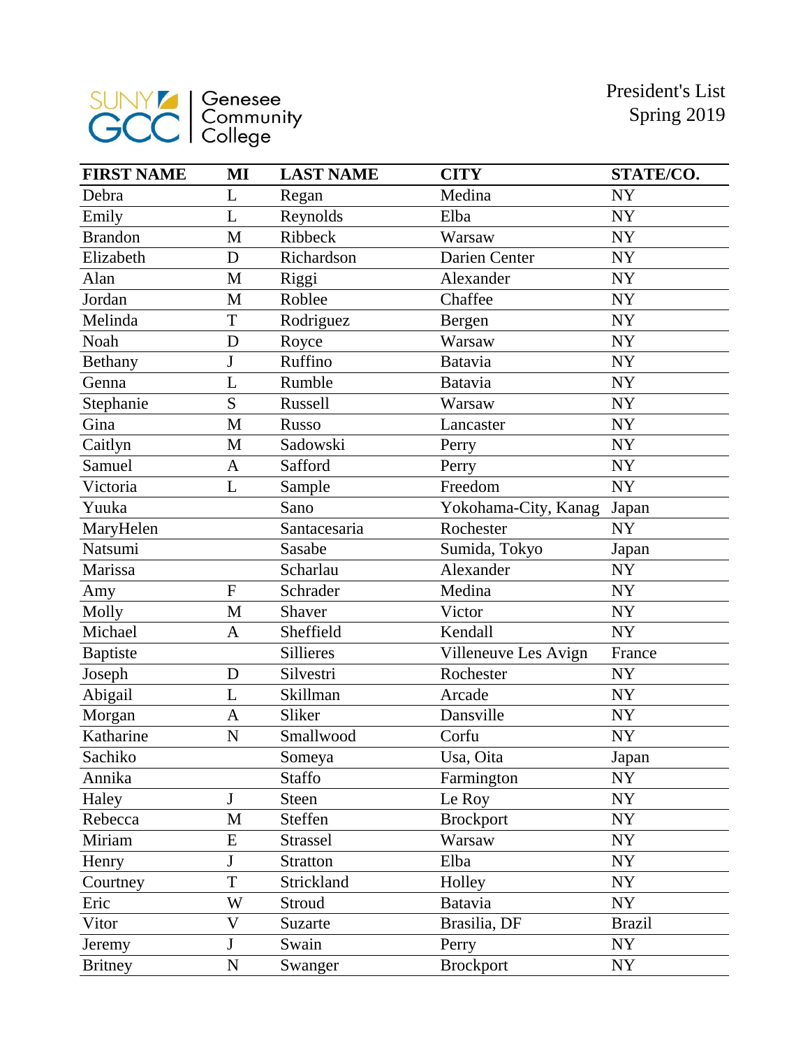President's List
Spring 2019

| FIRST NAME | MI | LAST NAME | CITY | STATE/CO. |
|---|---|---|---|---|
| Debra | L | Regan | Medina | NY |
| Emily | L | Reynolds | Elba | NY |
| Brandon | M | Ribbeck | Warsaw | NY |
| Elizabeth | D | Richardson | Darien Center | NY |
| Alan | M | Riggi | Alexander | NY |
| Jordan | M | Roblee | Chaffee | NY |
| Melinda | T | Rodriguez | Bergen | NY |
| Noah | D | Royce | Warsaw | NY |
| Bethany | J | Ruffino | Batavia | NY |
| Genna | L | Rumble | Batavia | NY |
| Stephanie | S | Russell | Warsaw | NY |
| Gina | M | Russo | Lancaster | NY |
| Caitlyn | M | Sadowski | Perry | NY |
| Samuel | A | Safford | Perry | NY |
| Victoria | L | Sample | Freedom | NY |
| Yuuka | | Sano | Yokohama-City, Kanag | Japan |
| MaryHelen | | Santacesaria | Rochester | NY |
| Natsumi | | Sasabe | Sumida, Tokyo | Japan |
| Marissa | | Scharlau | Alexander | NY |
| Amy | F | Schrader | Medina | NY |
| Molly | M | Shaver | Victor | NY |
| Michael | A | Sheffield | Kendall | NY |
| Baptiste | | Sillieres | Villeneuve Les Avign | France |
| Joseph | D | Silvestri | Rochester | NY |
| Abigail | L | Skillman | Arcade | NY |
| Morgan | A | Sliker | Dansville | NY |
| Katharine | N | Smallwood | Corfu | NY |
| Sachiko | | Someya | Usa, Oita | Japan |
| Annika | | Staffo | Farmington | NY |
| Haley | J | Steen | Le Roy | NY |
| Rebecca | M | Steffen | Brockport | NY |
| Miriam | E | Strassel | Warsaw | NY |
| Henry | J | Stratton | Elba | NY |
| Courtney | T | Strickland | Holley | NY |
| Eric | W | Stroud | Batavia | NY |
| Vitor | V | Suzarte | Brasilia, DF | Brazil |
| Jeremy | J | Swain | Perry | NY |
| Britney | N | Swanger | Brockport | NY |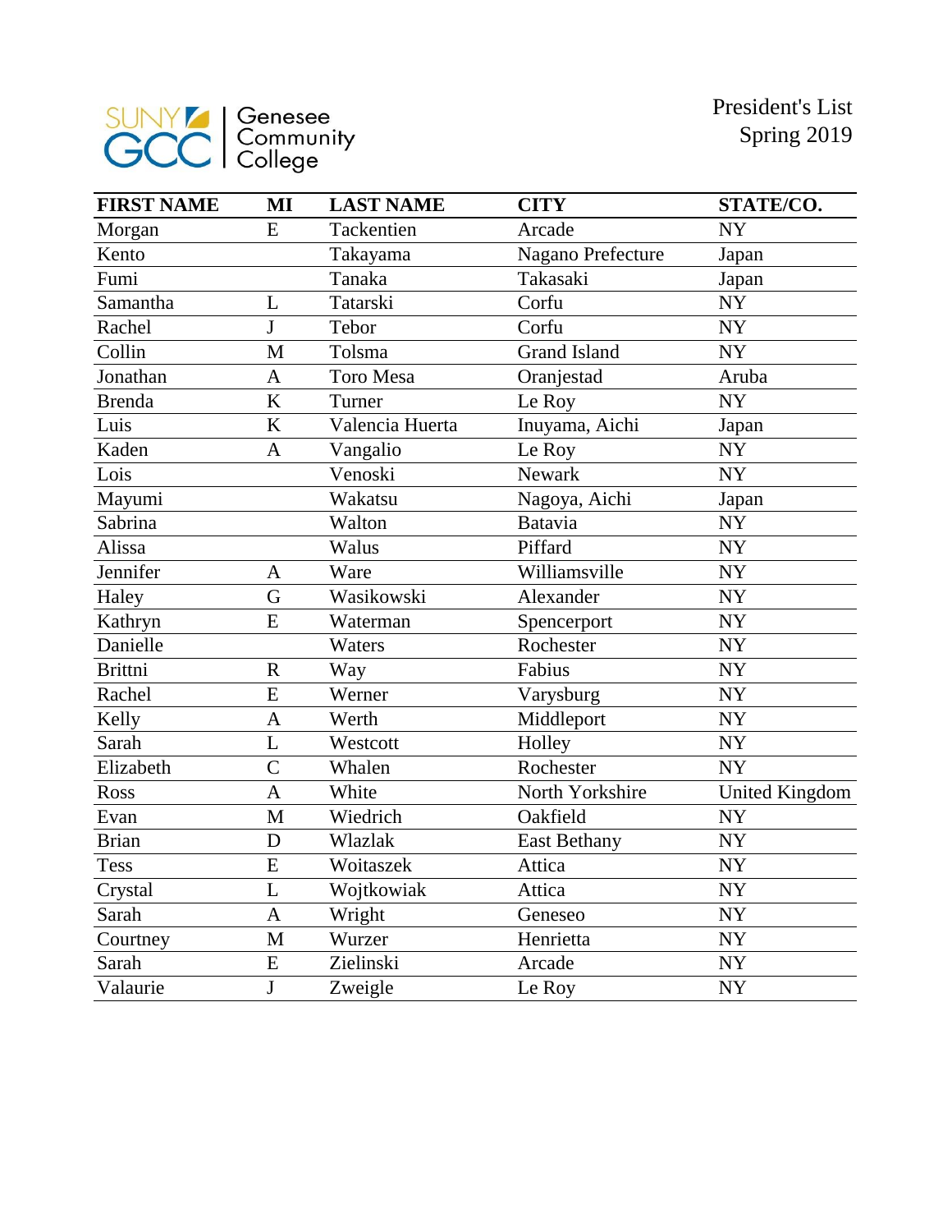SUNY GCC | Genesee Community College

President's List
Spring 2019

| FIRST NAME | MI | LAST NAME | CITY | STATE/CO. |
|---|---|---|---|---|
| Morgan | E | Tackentien | Arcade | NY |
| Kento | | Takayama | Nagano Prefecture | Japan |
| Fumi | | Tanaka | Takasaki | Japan |
| Samantha | L | Tatarski | Corfu | NY |
| Rachel | J | Tebor | Corfu | NY |
| Collin | M | Tolsma | Grand Island | NY |
| Jonathan | A | Toro Mesa | Oranjestad | Aruba |
| Brenda | K | Turner | Le Roy | NY |
| Luis | K | Valencia Huerta | Inuyama, Aichi | Japan |
| Kaden | A | Vangalio | Le Roy | NY |
| Lois | | Venoski | Newark | NY |
| Mayumi | | Wakatsu | Nagoya, Aichi | Japan |
| Sabrina | | Walton | Batavia | NY |
| Alissa | | Walus | Piffard | NY |
| Jennifer | A | Ware | Williamsville | NY |
| Haley | G | Wasikowski | Alexander | NY |
| Kathryn | E | Waterman | Spencerport | NY |
| Danielle | | Waters | Rochester | NY |
| Brittni | R | Way | Fabius | NY |
| Rachel | E | Werner | Varysburg | NY |
| Kelly | A | Werth | Middleport | NY |
| Sarah | L | Westcott | Holley | NY |
| Elizabeth | C | Whalen | Rochester | NY |
| Ross | A | White | North Yorkshire | United Kingdom |
| Evan | M | Wiedrich | Oakfield | NY |
| Brian | D | Wlazlak | East Bethany | NY |
| Tess | E | Woitaszek | Attica | NY |
| Crystal | L | Wojtkowiak | Attica | NY |
| Sarah | A | Wright | Geneseo | NY |
| Courtney | M | Wurzer | Henrietta | NY |
| Sarah | E | Zielinski | Arcade | NY |
| Valaurie | J | Zweigle | Le Roy | NY |